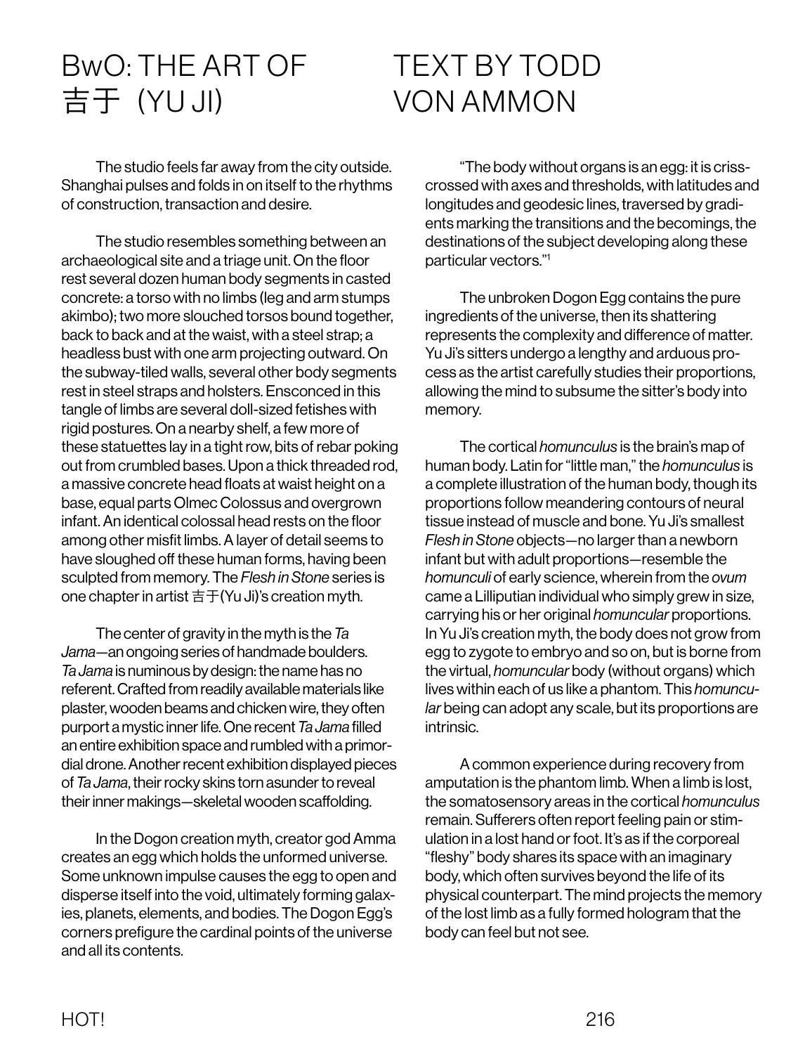# BwO: THE ART OF 吉于 (YU JI)

## TEXT BY TODD VON AMMON

The studio feels far away from the city outside. Shanghai pulses and folds in on itself to the rhythms of construction, transaction and desire.

The studio resembles something between an archaeological site and a triage unit. On the floor rest several dozen human body segments in casted concrete: a torso with no limbs (leg and arm stumps akimbo); two more slouched torsos bound together, back to back and at the waist, with a steel strap; a headless bust with one arm projecting outward. On the subway-tiled walls, several other body segments rest in steel straps and holsters. Ensconced in this tangle of limbs are several doll-sized fetishes with rigid postures. On a nearby shelf, a few more of these statuettes lay in a tight row, bits of rebar poking out from crumbled bases. Upon a thick threaded rod, a massive concrete head floats at waist height on a base, equal parts Olmec Colossus and overgrown infant. An identical colossal head rests on the floor among other misfit limbs. A layer of detail seems to have sloughed off these human forms, having been sculpted from memory. The *Flesh in Stone* series is one chapter in artist 吉于(Yu Ji)'s creation myth.

The center of gravity in the myth is the *Ta Jama*—an ongoing series of handmade boulders. *Ta Jama* is numinous by design: the name has no referent. Crafted from readily available materials like plaster, wooden beams and chicken wire, they often purport a mystic inner life. One recent *Ta Jama* filled an entire exhibition space and rumbled with a primordial drone. Another recent exhibition displayed pieces of *Ta Jama*, their rocky skins torn asunder to reveal their inner makings—skeletal wooden scaffolding.

In the Dogon creation myth, creator god Amma creates an egg which holds the unformed universe. Some unknown impulse causes the egg to open and disperse itself into the void, ultimately forming galaxies, planets, elements, and bodies. The Dogon Egg's corners prefigure the cardinal points of the universe and all its contents.

"The body without organs is an egg: it is criss-crossed with axes and thresholds, with latitudes and longitudes and geodesic lines, traversed by gradients marking the transitions and the becomings, the destinations of the subject developing along these particular vectors."[1]

The unbroken Dogon Egg contains the pure ingredients of the universe, then its shattering represents the complexity and difference of matter. Yu Ji's sitters undergo a lengthy and arduous process as the artist carefully studies their proportions, allowing the mind to subsume the sitter's body into memory.

The cortical *homunculus* is the brain's map of human body. Latin for "little man," the *homunculus* is a complete illustration of the human body, though its proportions follow meandering contours of neural tissue instead of muscle and bone. Yu Ji's smallest *Flesh in Stone* objects—no larger than a newborn infant but with adult proportions—resemble the *homunculi* of early science, wherein from the *ovum* came a Lilliputian individual who simply grew in size, carrying his or her original *homuncular* proportions. In Yu Ji's creation myth, the body does not grow from egg to zygote to embryo and so on, but is borne from the virtual, *homuncular* body (without organs) which lives within each of us like a phantom. This *homuncular* being can adopt any scale, but its proportions are intrinsic.

A common experience during recovery from amputation is the phantom limb. When a limb is lost, the somatosensory areas in the cortical *homunculus* remain. Sufferers often report feeling pain or stimulation in a lost hand or foot. It's as if the corporeal "fleshy" body shares its space with an imaginary body, which often survives beyond the life of its physical counterpart. The mind projects the memory of the lost limb as a fully formed hologram that the body can feel but not see.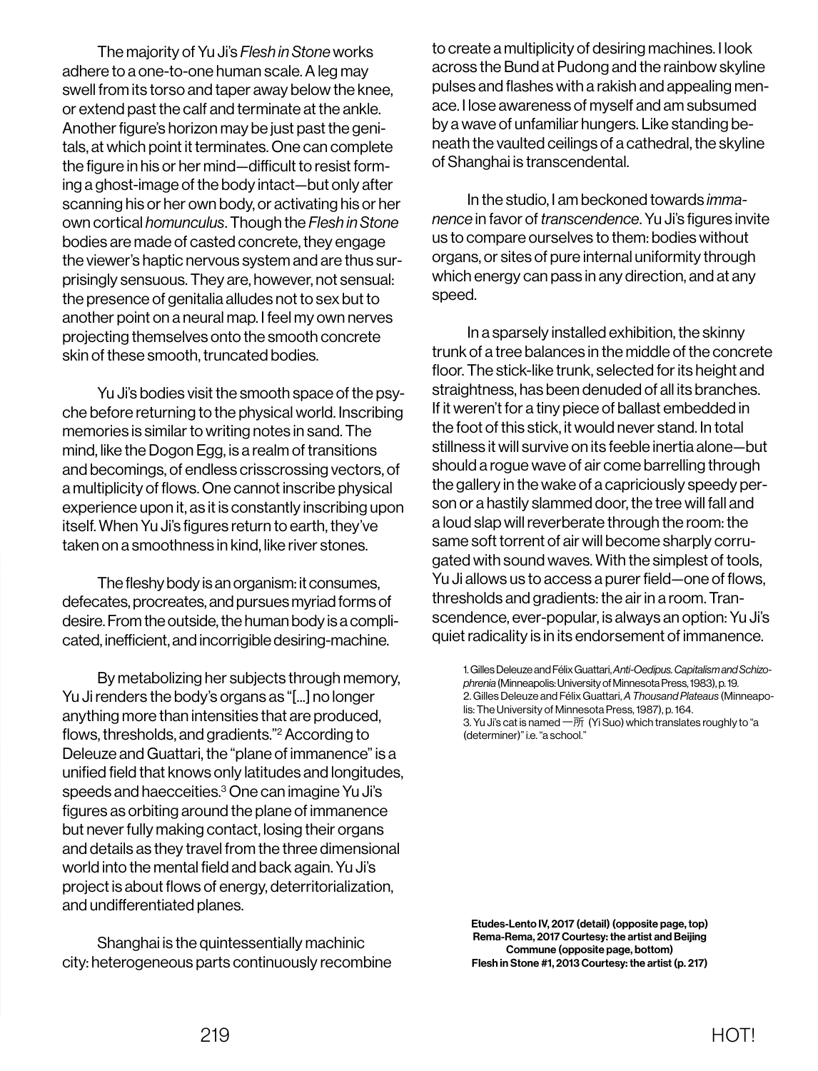The majority of Yu Ji's *Flesh in Stone* works adhere to a one-to-one human scale. A leg may swell from its torso and taper away below the knee, or extend past the calf and terminate at the ankle. Another figure's horizon may be just past the genitals, at which point it terminates. One can complete the figure in his or her mind—difficult to resist forming a ghost-image of the body intact—but only after scanning his or her own body, or activating his or her own cortical *homunculus*. Though the *Flesh in Stone* bodies are made of casted concrete, they engage the viewer's haptic nervous system and are thus surprisingly sensuous. They are, however, not sensual: the presence of genitalia alludes not to sex but to another point on a neural map. I feel my own nerves projecting themselves onto the smooth concrete skin of these smooth, truncated bodies.

Yu Ji's bodies visit the smooth space of the psyche before returning to the physical world. Inscribing memories is similar to writing notes in sand. The mind, like the Dogon Egg, is a realm of transitions and becomings, of endless crisscrossing vectors, of a multiplicity of flows. One cannot inscribe physical experience upon it, as it is constantly inscribing upon itself. When Yu Ji's figures return to earth, they've taken on a smoothness in kind, like river stones.

The fleshy body is an organism: it consumes, defecates, procreates, and pursues myriad forms of desire. From the outside, the human body is a complicated, inefficient, and incorrigible desiring-machine.

By metabolizing her subjects through memory, Yu Ji renders the body's organs as "[...] no longer anything more than intensities that are produced, flows, thresholds, and gradients."[2] According to Deleuze and Guattari, the "plane of immanence" is a unified field that knows only latitudes and longitudes, speeds and haecceities.[3] One can imagine Yu Ji's figures as orbiting around the plane of immanence but never fully making contact, losing their organs and details as they travel from the three dimensional world into the mental field and back again. Yu Ji's project is about flows of energy, deterritorialization, and undifferentiated planes.

Shanghai is the quintessentially machinic city: heterogeneous parts continuously recombine to create a multiplicity of desiring machines. I look across the Bund at Pudong and the rainbow skyline pulses and flashes with a rakish and appealing menace. I lose awareness of myself and am subsumed by a wave of unfamiliar hungers. Like standing beneath the vaulted ceilings of a cathedral, the skyline of Shanghai is transcendental.

In the studio, I am beckoned towards *immanence* in favor of *transcendence*. Yu Ji's figures invite us to compare ourselves to them: bodies without organs, or sites of pure internal uniformity through which energy can pass in any direction, and at any speed.

In a sparsely installed exhibition, the skinny trunk of a tree balances in the middle of the concrete floor. The stick-like trunk, selected for its height and straightness, has been denuded of all its branches. If it weren't for a tiny piece of ballast embedded in the foot of this stick, it would never stand. In total stillness it will survive on its feeble inertia alone—but should a rogue wave of air come barrelling through the gallery in the wake of a capriciously speedy person or a hastily slammed door, the tree will fall and a loud slap will reverberate through the room: the same soft torrent of air will become sharply corrugated with sound waves. With the simplest of tools, Yu Ji allows us to access a purer field—one of flows, thresholds and gradients: the air in a room. Transcendence, ever-popular, is always an option: Yu Ji's quiet radicality is in its endorsement of immanence.

1. Gilles Deleuze and Félix Guattari, *Anti-Oedipus. Capitalism and Schizophrenia* (Minneapolis: University of Minnesota Press, 1983), p. 19.
2. Gilles Deleuze and Félix Guattari, *A Thousand Plateaus* (Minneapolis: The University of Minnesota Press, 1987), p. 164.
3. Yu Ji's cat is named 一所 (Yi Suo) which translates roughly to "a (determiner)" i.e. "a school."

**Etudes-Lento IV, 2017 (detail) (opposite page, top)**
**Rema-Rema, 2017 Courtesy: the artist and Beijing Commune (opposite page, bottom)**
**Flesh in Stone #1, 2013 Courtesy: the artist (p. 217)**